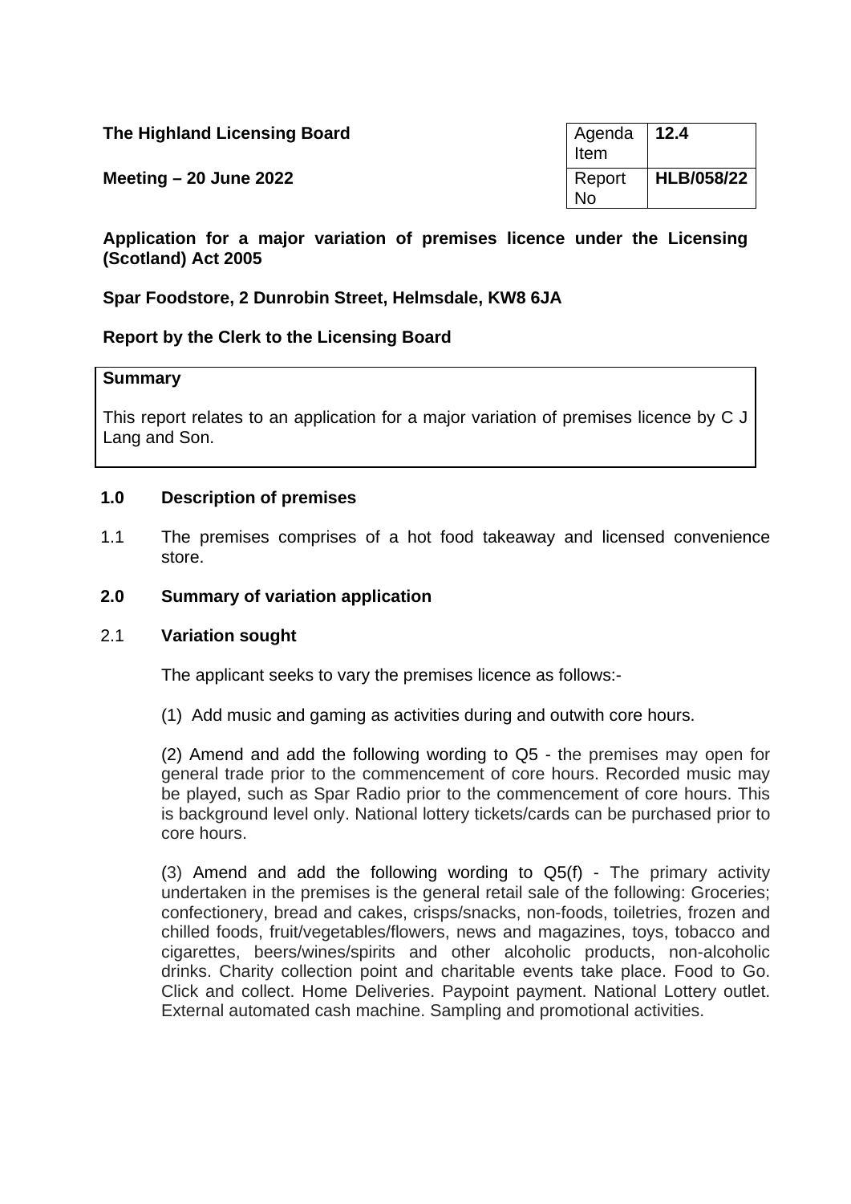**The Highland Licensing Board**

**Meeting – 20 June 2022**

| Agenda Item | **12.4** |
|---|---|
| Report No | **HLB/058/22** |

**Application for a major variation of premises licence under the Licensing (Scotland) Act 2005**

**Spar Foodstore, 2 Dunrobin Street, Helmsdale, KW8 6JA**

**Report by the Clerk to the Licensing Board**

**Summary**

This report relates to an application for a major variation of premises licence by C J Lang and Son.

## 1.0 Description of premises

1.1 The premises comprises of a hot food takeaway and licensed convenience store.

## 2.0 Summary of variation application

2.1 **Variation sought**

The applicant seeks to vary the premises licence as follows:-

(1) Add music and gaming as activities during and outwith core hours.

(2) Amend and add the following wording to Q5 - the premises may open for general trade prior to the commencement of core hours. Recorded music may be played, such as Spar Radio prior to the commencement of core hours. This is background level only. National lottery tickets/cards can be purchased prior to core hours.

(3) Amend and add the following wording to Q5(f) - The primary activity undertaken in the premises is the general retail sale of the following: Groceries; confectionery, bread and cakes, crisps/snacks, non-foods, toiletries, frozen and chilled foods, fruit/vegetables/flowers, news and magazines, toys, tobacco and cigarettes, beers/wines/spirits and other alcoholic products, non-alcoholic drinks. Charity collection point and charitable events take place. Food to Go. Click and collect. Home Deliveries. Paypoint payment. National Lottery outlet. External automated cash machine. Sampling and promotional activities.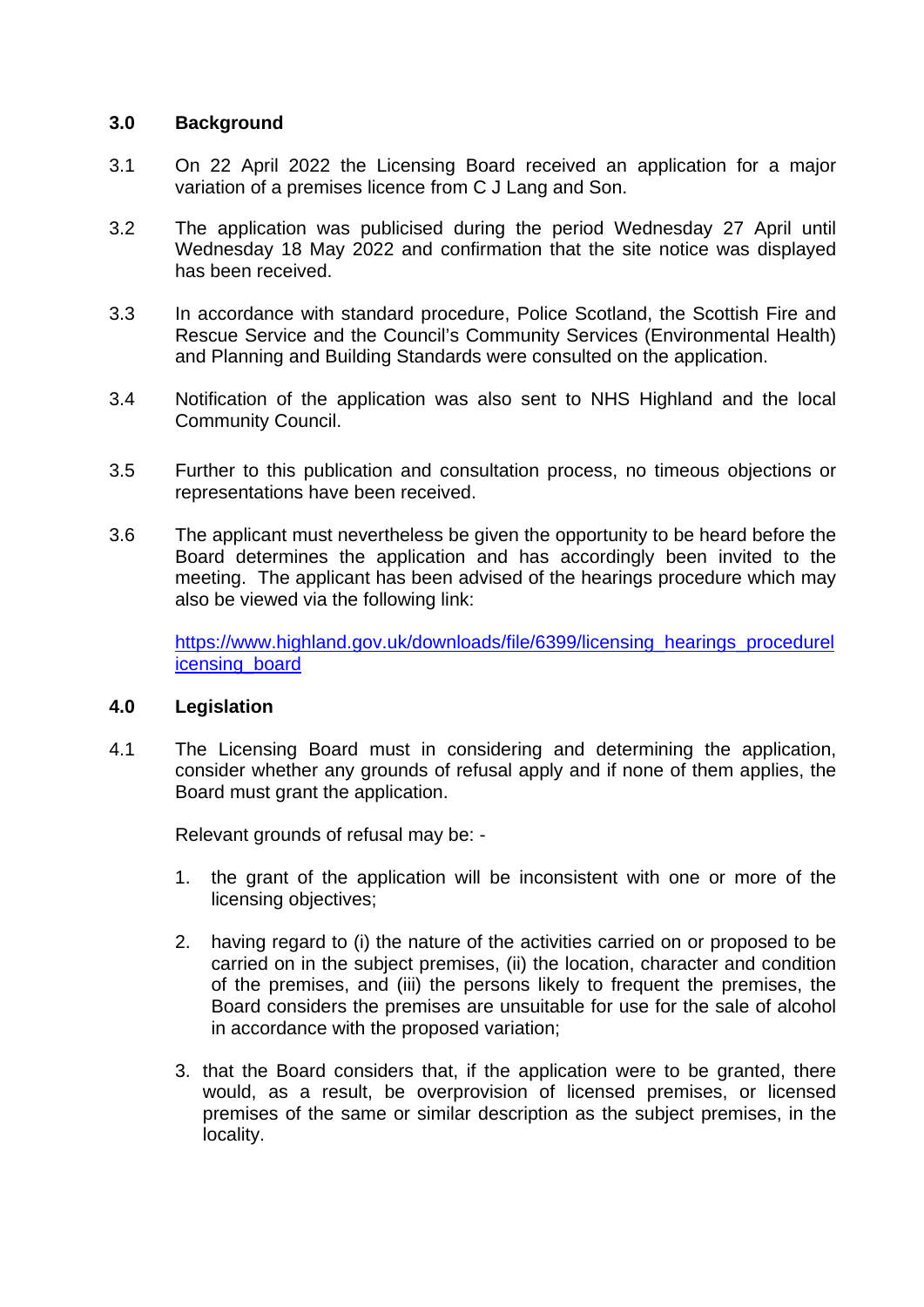## 3.0 Background

3.1 On 22 April 2022 the Licensing Board received an application for a major variation of a premises licence from C J Lang and Son.

3.2 The application was publicised during the period Wednesday 27 April until Wednesday 18 May 2022 and confirmation that the site notice was displayed has been received.

3.3 In accordance with standard procedure, Police Scotland, the Scottish Fire and Rescue Service and the Council's Community Services (Environmental Health) and Planning and Building Standards were consulted on the application.

3.4 Notification of the application was also sent to NHS Highland and the local Community Council.

3.5 Further to this publication and consultation process, no timeous objections or representations have been received.

3.6 The applicant must nevertheless be given the opportunity to be heard before the Board determines the application and has accordingly been invited to the meeting. The applicant has been advised of the hearings procedure which may also be viewed via the following link:

[https://www.highland.gov.uk/downloads/file/6399/licensing_hearings_procedurelicensing_board](https://www.highland.gov.uk/downloads/file/6399/licensing_hearings_procedurelicensing_board)

## 4.0 Legislation

4.1 The Licensing Board must in considering and determining the application, consider whether any grounds of refusal apply and if none of them applies, the Board must grant the application.

Relevant grounds of refusal may be: -

1. the grant of the application will be inconsistent with one or more of the licensing objectives;

2. having regard to (i) the nature of the activities carried on or proposed to be carried on in the subject premises, (ii) the location, character and condition of the premises, and (iii) the persons likely to frequent the premises, the Board considers the premises are unsuitable for use for the sale of alcohol in accordance with the proposed variation;

3. that the Board considers that, if the application were to be granted, there would, as a result, be overprovision of licensed premises, or licensed premises of the same or similar description as the subject premises, in the locality.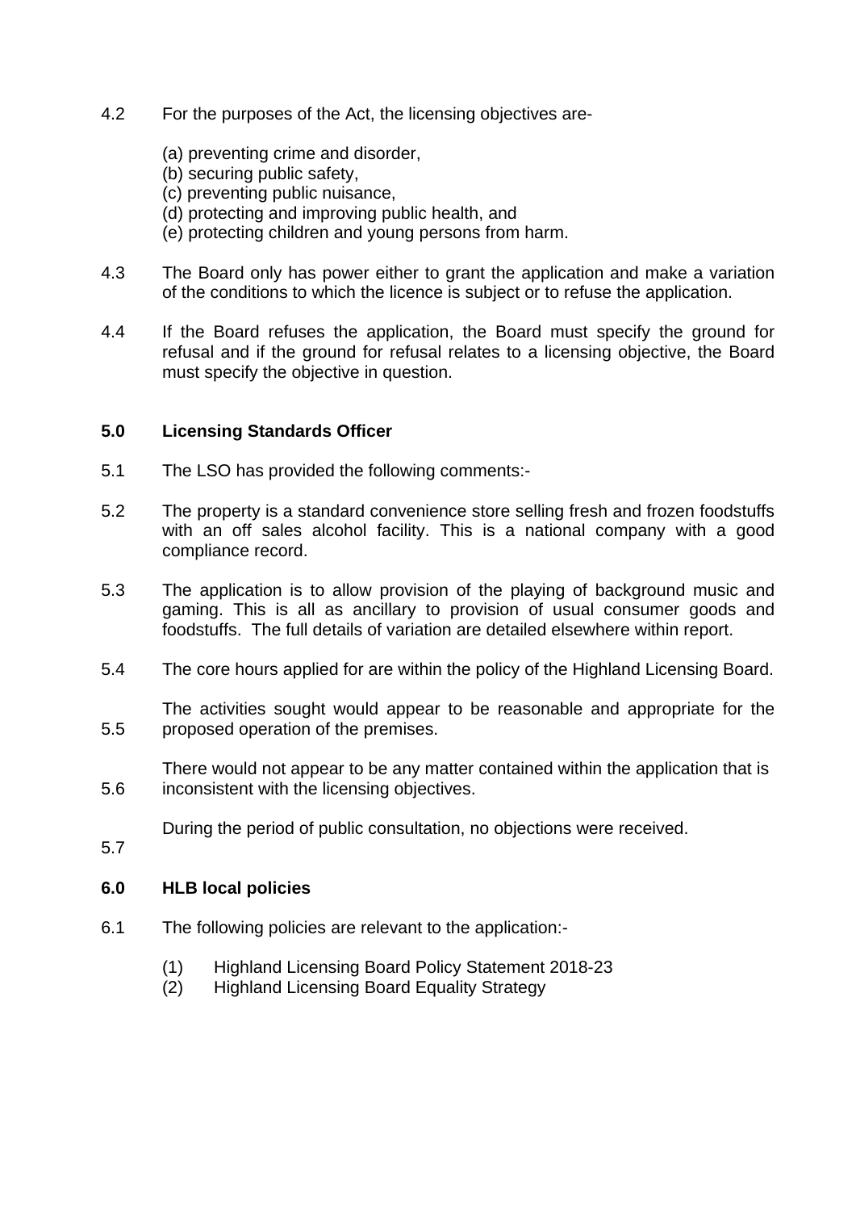4.2 For the purposes of the Act, the licensing objectives are-

(a) preventing crime and disorder,
(b) securing public safety,
(c) preventing public nuisance,
(d) protecting and improving public health, and
(e) protecting children and young persons from harm.

4.3 The Board only has power either to grant the application and make a variation of the conditions to which the licence is subject or to refuse the application.

4.4 If the Board refuses the application, the Board must specify the ground for refusal and if the ground for refusal relates to a licensing objective, the Board must specify the objective in question.

## 5.0 Licensing Standards Officer

5.1 The LSO has provided the following comments:-

5.2 The property is a standard convenience store selling fresh and frozen foodstuffs with an off sales alcohol facility. This is a national company with a good compliance record.

5.3 The application is to allow provision of the playing of background music and gaming. This is all as ancillary to provision of usual consumer goods and foodstuffs. The full details of variation are detailed elsewhere within report.

5.4 The core hours applied for are within the policy of the Highland Licensing Board.

5.5 The activities sought would appear to be reasonable and appropriate for the proposed operation of the premises.

5.6 There would not appear to be any matter contained within the application that is inconsistent with the licensing objectives.

5.7 During the period of public consultation, no objections were received.

## 6.0 HLB local policies

6.1 The following policies are relevant to the application:-

(1) Highland Licensing Board Policy Statement 2018-23
(2) Highland Licensing Board Equality Strategy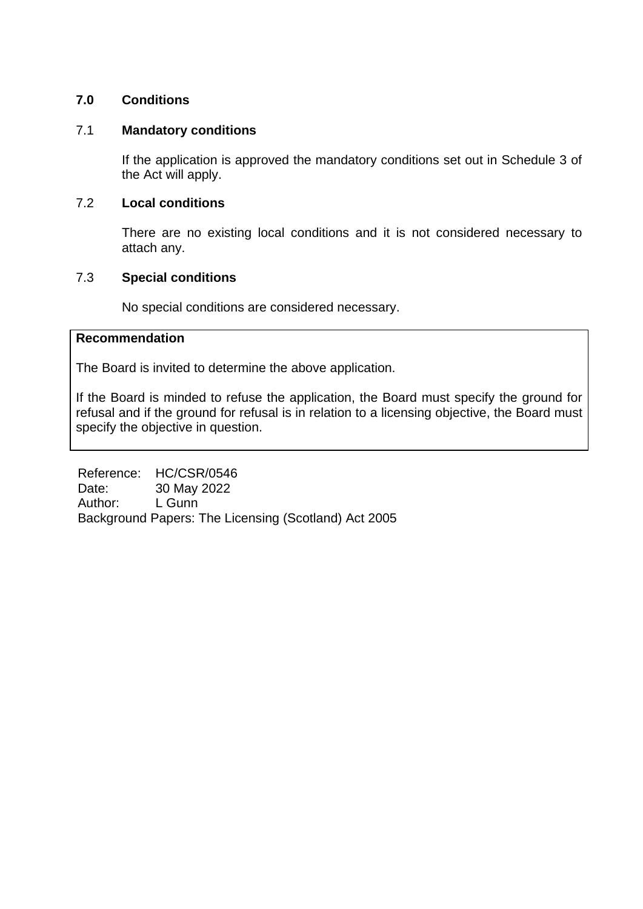## 7.0 Conditions

### 7.1 Mandatory conditions

If the application is approved the mandatory conditions set out in Schedule 3 of the Act will apply.

### 7.2 Local conditions

There are no existing local conditions and it is not considered necessary to attach any.

### 7.3 Special conditions

No special conditions are considered necessary.

**Recommendation**

The Board is invited to determine the above application.

If the Board is minded to refuse the application, the Board must specify the ground for refusal and if the ground for refusal is in relation to a licensing objective, the Board must specify the objective in question.

Reference: HC/CSR/0546
Date: 30 May 2022
Author: L Gunn
Background Papers: The Licensing (Scotland) Act 2005